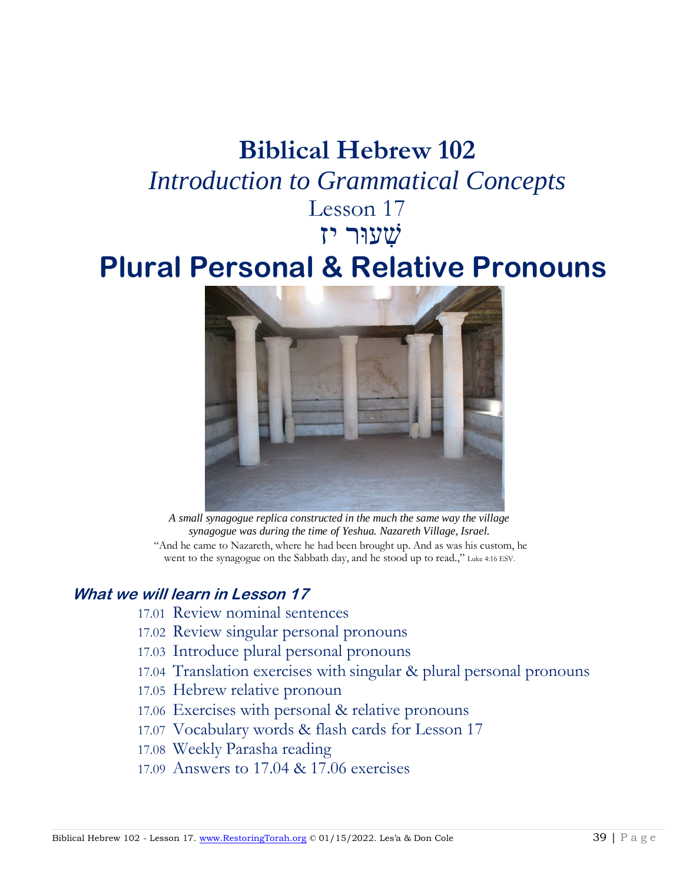# Biblical Hebrew 102

## *Introduction to Grammatical Concepts*

Lesson 17

שִׁעוּר יז

# Plural Personal & Relative Pronouns

*A small synagogue replica constructed in the much the same way the village synagogue was during the time of Yeshua. Nazareth Village, Israel.*

"And he came to Nazareth, where he had been brought up. And as was his custom, he went to the synagogue on the Sabbath day, and he stood up to read.," Luke 4:16 ESV.

### ***What we will learn in Lesson 17***

17.01 Review nominal sentences
17.02 Review singular personal pronouns
17.03 Introduce plural personal pronouns
17.04 Translation exercises with singular & plural personal pronouns
17.05 Hebrew relative pronoun
17.06 Exercises with personal & relative pronouns
17.07 Vocabulary words & flash cards for Lesson 17
17.08 Weekly Parasha reading
17.09 Answers to 17.04 & 17.06 exercises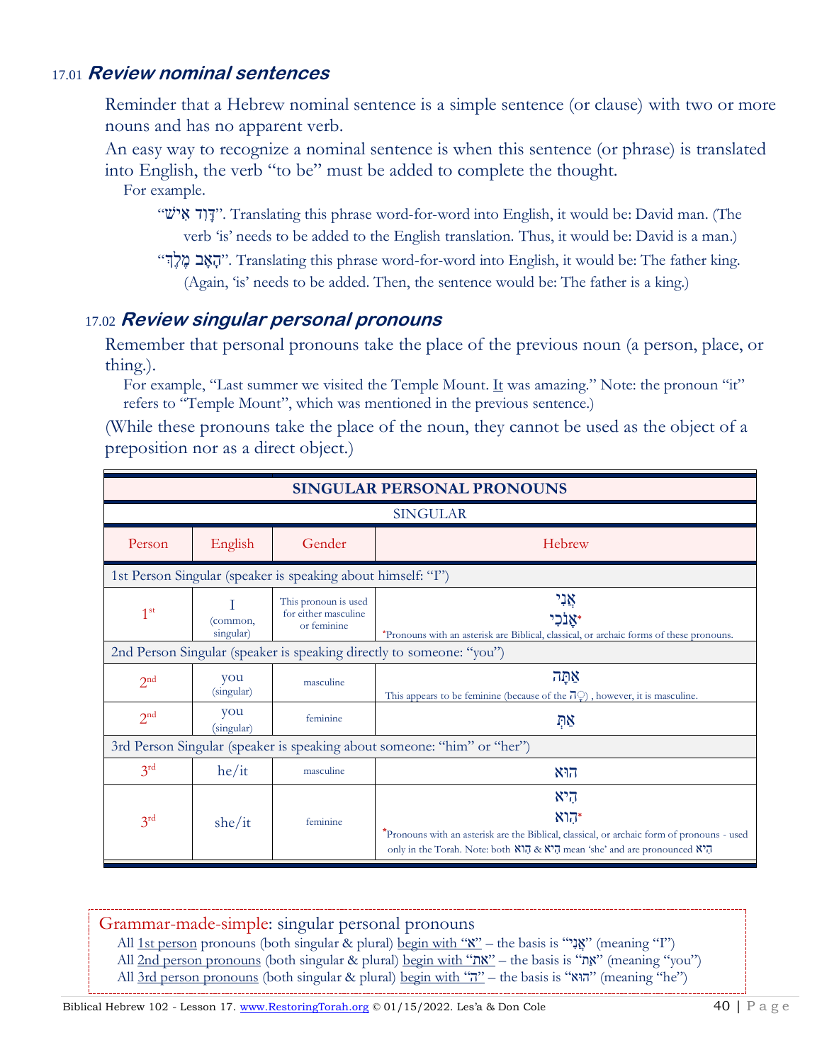## 17.01 *Review nominal sentences*

Reminder that a Hebrew nominal sentence is a simple sentence (or clause) with two or more nouns and has no apparent verb.

An easy way to recognize a nominal sentence is when this sentence (or phrase) is translated into English, the verb "to be" must be added to complete the thought.

For example.

"דָּוִד אִישׁ". Translating this phrase word-for-word into English, it would be: David man. (The verb 'is' needs to be added to the English translation. Thus, it would be: David is a man.)

"הָאָב מֶלֶךְ". Translating this phrase word-for-word into English, it would be: The father king. (Again, 'is' needs to be added. Then, the sentence would be: The father is a king.)

## 17.02 *Review singular personal pronouns*

Remember that personal pronouns take the place of the previous noun (a person, place, or thing.).

For example, "Last summer we visited the Temple Mount. It was amazing." Note: the pronoun "it" refers to "Temple Mount", which was mentioned in the previous sentence.)

(While these pronouns take the place of the noun, they cannot be used as the object of a preposition nor as a direct object.)

| **SINGULAR PERSONAL PRONOUNS** | | | |
|---|---|---|---|
| SINGULAR | | | |
| Person | English | Gender | Hebrew |
| 1st Person Singular (speaker is speaking about himself: "I") | | | |
| 1st | I (common, singular) | This pronoun is used for either masculine or feminine | אֲנִי<br>אָנֹכִי*<br>*Pronouns with an asterisk are Biblical, classical, or archaic forms of these pronouns. |
| 2nd Person Singular (speaker is speaking directly to someone: "you") | | | |
| 2nd | you (singular) | masculine | אַתָּה<br>This appears to be feminine (because of the ה♀) , however, it is masculine. |
| 2nd | you (singular) | feminine | אַתְּ |
| 3rd Person Singular (speaker is speaking about someone: "him" or "her") | | | |
| 3rd | he/it | masculine | הוּא |
| 3rd | she/it | feminine | הִיא<br>הִוא*<br>*Pronouns with an asterisk are the Biblical, classical, or archaic form of pronouns - used only in the Torah. Note: both הִוא & הִיא mean 'she' and are pronounced הִיא |

Grammar-made-simple: singular personal pronouns

All 1st person pronouns (both singular & plural) begin with "א" – the basis is "אֲנִי" (meaning "I")

All 2nd person pronouns (both singular & plural) begin with "את" – the basis is "את" (meaning "you")

All 3rd person pronouns (both singular & plural) begin with "ה" – the basis is "הוּא" (meaning "he")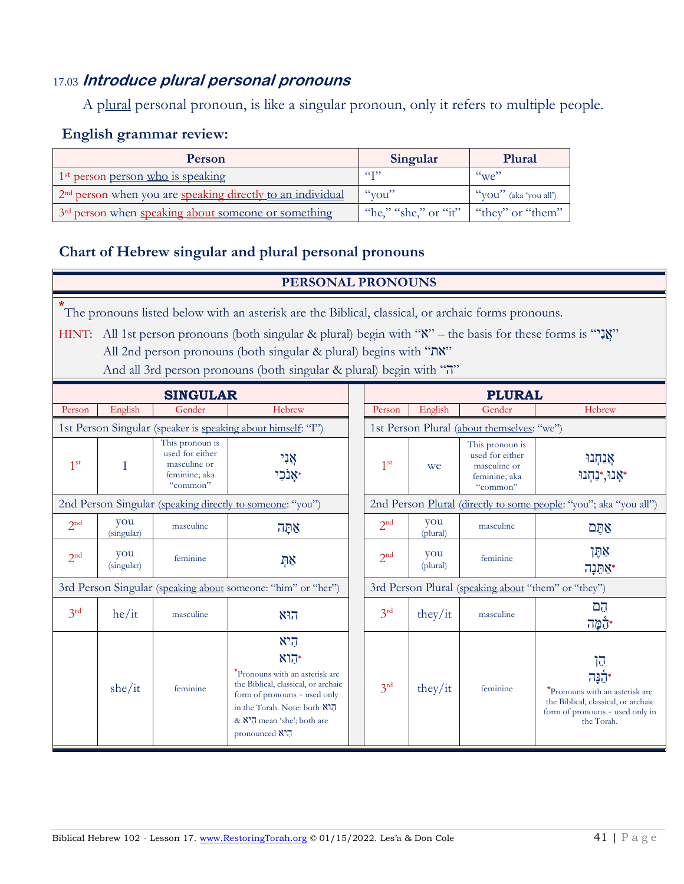### 17.03 ***Introduce plural personal pronouns***

A plural personal pronoun, is like a singular pronoun, only it refers to multiple people.

**English grammar review:**

| Person | Singular | Plural |
|---|---|---|
| 1st person person who is speaking | "I" | "we" |
| 2nd person when you are speaking directly to an individual | "you" | "you" (aka 'you all') |
| 3rd person when speaking about someone or something | "he," "she," or "it" | "they" or "them" |

**Chart of Hebrew singular and plural personal pronouns**

**PERSONAL PRONOUNS**

*The pronouns listed below with an asterisk are the Biblical, classical, or archaic forms pronouns.

HINT: All 1st person pronouns (both singular & plural) begin with "א" – the basis for these forms is "אֲנִי"
All 2nd person pronouns (both singular & plural) begins with "את"
And all 3rd person pronouns (both singular & plural) begin with "ה"

| SINGULAR | | | | PLURAL | | | |
|---|---|---|---|---|---|---|---|
| Person | English | Gender | Hebrew | Person | English | Gender | Hebrew |
| 1st Person Singular (speaker is speaking about himself: "I") | | | | 1st Person Plural (about themselves: "we") | | | |
| 1st | I | This pronoun is used for either masculine or feminine; aka "common" | אֲנִי<br>אָנֹכִי* | 1st | we | This pronoun is used for either masculine or feminine; aka "common" | אֲנַחְנוּ<br>אָנוּ,* נַחְנוּ* |
| 2nd Person Singular (speaking directly to someone: "you") | | | | 2nd Person Plural (directly to some people: "you"; aka "you all") | | | |
| 2nd | you (singular) | masculine | אַתָּה | 2nd | you (plural) | masculine | אַתֶּם |
| 2nd | you (singular) | feminine | אַתְּ | 2nd | you (plural) | feminine | אַתֶּן<br>אַתֵּנָה* |
| 3rd Person Singular (speaking about someone: "him" or "her") | | | | 3rd Person Plural (speaking about "them" or "they") | | | |
| 3rd | he/it | masculine | הוּא | 3rd | they/it | masculine | הֵם<br>הֵמָּה* |
| | she/it | feminine | הִיא<br>הִוא*<br>*Pronouns with an asterisk are the Biblical, classical, or archaic form of pronouns - used only in the Torah. Note: both הִוא & הִיא mean 'she'; both are pronounced הִיא | 3rd | they/it | feminine | הֵן<br>הֵנָּה*<br>*Pronouns with an asterisk are the Biblical, classical, or archaic form of pronouns - used only in the Torah. |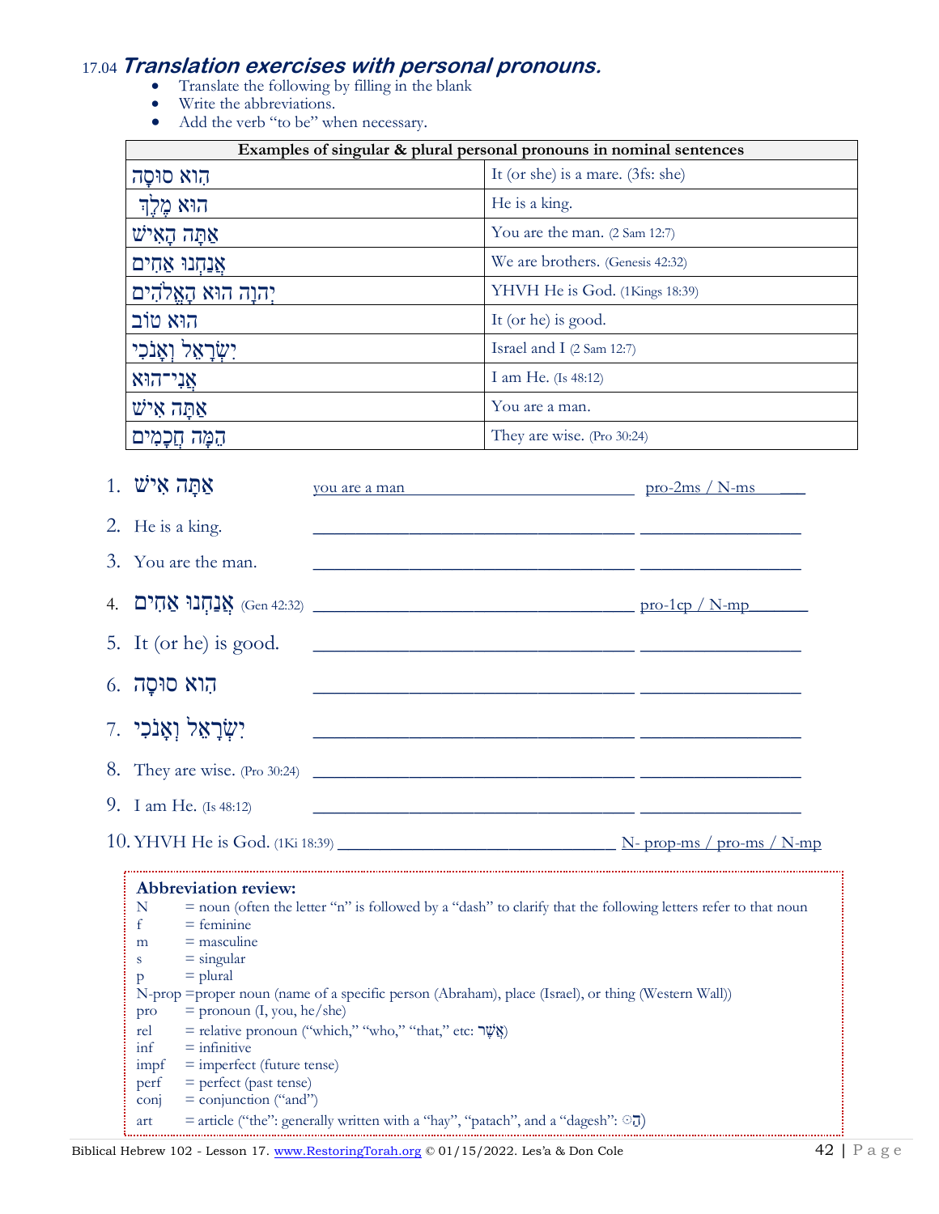## 17.04 *Translation exercises with personal pronouns.*

- Translate the following by filling in the blank
- Write the abbreviations.
- Add the verb "to be" when necessary.

| Examples of singular & plural personal pronouns in nominal sentences | |
|---|---|
| הִוא סוּסָה | It (or she) is a mare. (3fs: she) |
| הוּא מֶלֶךְ | He is a king. |
| אַתָּה הָאִישׁ | You are the man. (2 Sam 12:7) |
| אֲנַחְנוּ אַחִים | We are brothers. (Genesis 42:32) |
| יְהוָה הוּא הָאֱלֹהִים | YHVH He is God. (1Kings 18:39) |
| הוּא טוֹב | It (or he) is good. |
| יִשְׂרָאֵל וְאָנֹכִי | Israel and I (2 Sam 12:7) |
| אֲנִי־הוּא | I am He. (Is 48:12) |
| אַתָּה אִישׁ | You are a man. |
| הֵמָּה חֲכָמִים | They are wise. (Pro 30:24) |

1. אַתָּה אִישׁ ___you are a man___ ___pro-2ms / N-ms___
2. He is a king. ______________________ ______________
3. You are the man. ______________________ ______________
4. אֲנַחְנוּ אַחִים (Gen 42:32) ______________________ ___pro-1cp / N-mp___
5. It (or he) is good. ______________________ ______________
6. הִוא סוּסָה ______________________ ______________
7. יִשְׂרָאֵל וְאָנֹכִי ______________________ ______________
8. They are wise. (Pro 30:24) ______________________ ______________
9. I am He. (Is 48:12) ______________________ ______________
10. YHVH He is God. (1Ki 18:39) ______________________ ___N- prop-ms / pro-ms / N-mp___

**Abbreviation review:**

| | |
|---|---|
| N | = noun (often the letter "n" is followed by a "dash" to clarify that the following letters refer to that noun |
| f | = feminine |
| m | = masculine |
| s | = singular |
| p | = plural |
| N-prop | =proper noun (name of a specific person (Abraham), place (Israel), or thing (Western Wall)) |
| pro | = pronoun (I, you, he/she) |
| rel | = relative pronoun ("which," "who," "that," etc: אֲשֶׁר) |
| inf | = infinitive |
| impf | = imperfect (future tense) |
| perf | = perfect (past tense) |
| conj | = conjunction ("and") |
| art | = article ("the": generally written with a "hay", "patach", and a "dagesh": ☺הַ) |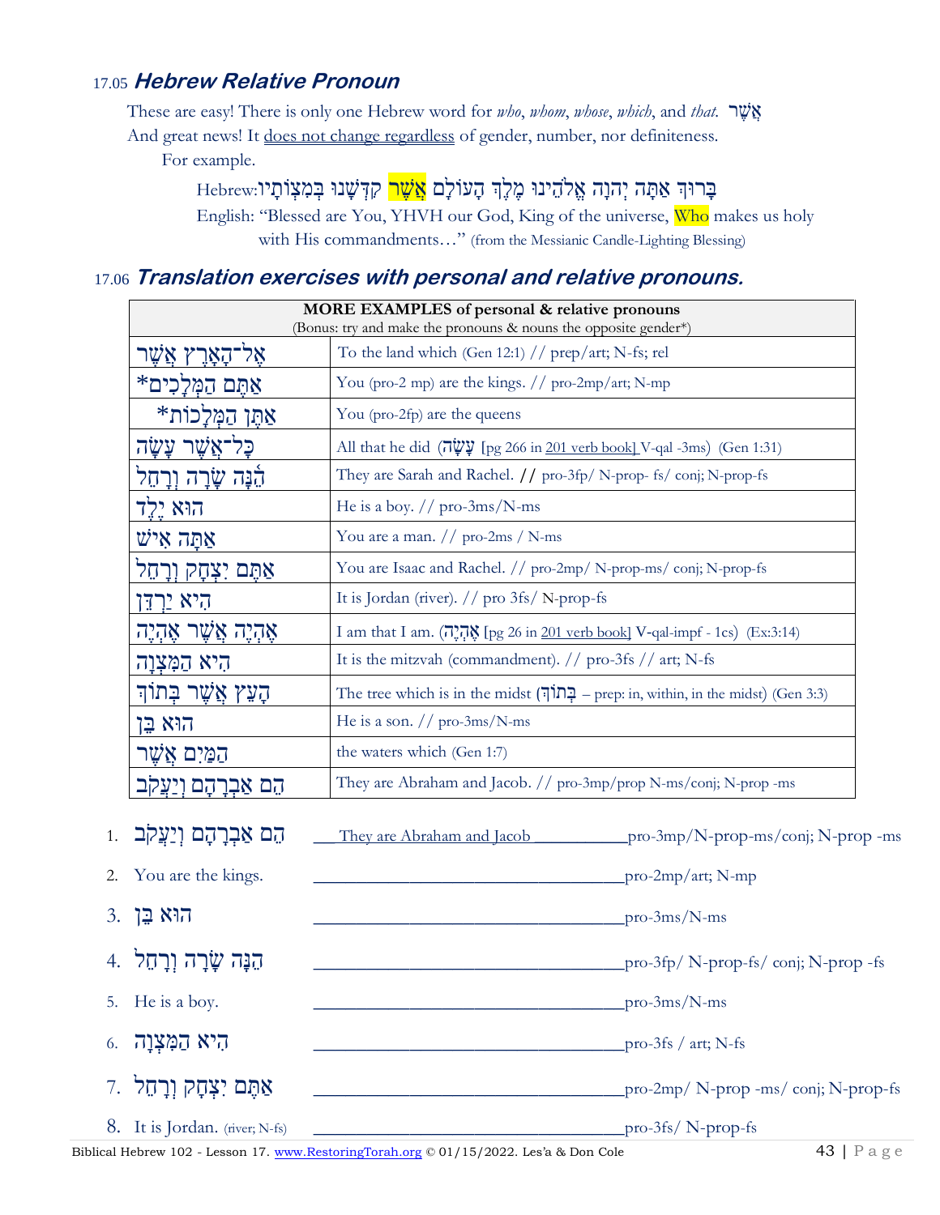17.05 ***Hebrew Relative Pronoun***

These are easy! There is only one Hebrew word for *who*, *whom*, *whose*, *which*, and *that.* אֲשֶׁר
And great news! It does not change regardless of gender, number, nor definiteness.
For example.

Hebrew: בָּרוּךְ אַתָּה יְהוָה אֱלֹהֵינוּ מֶלֶךְ הָעוֹלָם אֲשֶׁר קִדְּשָׁנוּ בְּמִצְוֹתָיו
English: "Blessed are You, YHVH our God, King of the universe, Who makes us holy with His commandments…" (from the Messianic Candle-Lighting Blessing)

17.06 ***Translation exercises with personal and relative pronouns.***

| MORE EXAMPLES of personal & relative pronouns (Bonus: try and make the pronouns & nouns the opposite gender*) | |
|---|---|
| אֶל־הָאָרֶץ אֲשֶׁר | To the land which (Gen 12:1) // prep/art; N-fs; rel |
| אַתֶּם הַמְּלָכִים* | You (pro-2 mp) are the kings. // pro-2mp/art; N-mp |
| אַתֶּן הַמְּלָכוֹת* | You (pro-2fp) are the queens |
| כָּל־אֲשֶׁר עָשָׂה | All that he did (עָשָׂה [pg 266 in 201 verb book] V-qal -3ms) (Gen 1:31) |
| הֵנָּה שָׂרָה וְרָחֵל | They are Sarah and Rachel. // pro-3fp/ N-prop- fs/ conj; N-prop-fs |
| הוּא יֶלֶד | He is a boy. // pro-3ms/N-ms |
| אַתָּה אִישׁ | You are a man. // pro-2ms / N-ms |
| אַתֶּם יִצְחָק וְרָחֵל | You are Isaac and Rachel. // pro-2mp/ N-prop-ms/ conj; N-prop-fs |
| הִיא יַרְדֵּן | It is Jordan (river). // pro 3fs/ N-prop-fs |
| אֶהְיֶה אֲשֶׁר אֶהְיֶה | I am that I am. (אֶהְיֶה [pg 26 in 201 verb book] V-qal-impf - 1cs) (Ex:3:14) |
| הִיא הַמִּצְוָה | It is the mitzvah (commandment). // pro-3fs // art; N-fs |
| הָעֵץ אֲשֶׁר בְּתוֹךְ | The tree which is in the midst (בְּתוֹךְ – prep: in, within, in the midst) (Gen 3:3) |
| הוּא בֵּן | He is a son. // pro-3ms/N-ms |
| הַמַּיִם אֲשֶׁר | the waters which (Gen 1:7) |
| הֵם אַבְרָהָם וְיַעֲקֹב | They are Abraham and Jacob. // pro-3mp/prop N-ms/conj; N-prop -ms |

1. הֵם אַבְרָהָם וְיַעֲקֹב ___They are Abraham and Jacob___________ pro-3mp/N-prop-ms/conj; N-prop -ms
2. You are the kings. ___________________________________ pro-2mp/art; N-mp
3. הוּא בֵּן ___________________________________ pro-3ms/N-ms
4. הֵנָּה שָׂרָה וְרָחֵל ___________________________________ pro-3fp/ N-prop-fs/ conj; N-prop -fs
5. He is a boy. ___________________________________ pro-3ms/N-ms
6. הִיא הַמִּצְוָה ___________________________________ pro-3fs / art; N-fs
7. אַתֶּם יִצְחָק וְרָחֵל ___________________________________ pro-2mp/ N-prop -ms/ conj; N-prop-fs
8. It is Jordan. (river; N-fs) ___________________________________ pro-3fs/ N-prop-fs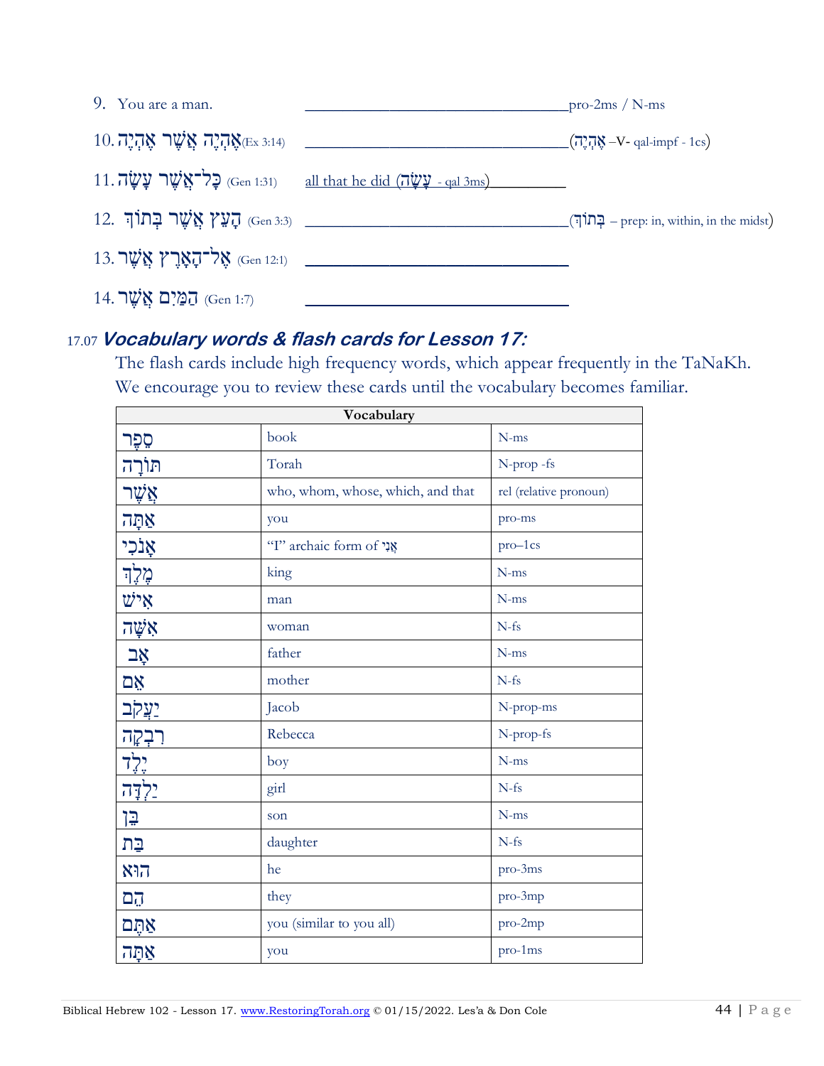9. You are a man. ________________________________ pro-2ms / N-ms

10. אֶהְיֶה אֲשֶׁר אֶהְיֶה (Ex 3:14) ________________________________ (אֶהְיֶה –V- qal-impf - 1cs)

11. כָּל־אֲשֶׁר עָשָׂה (Gen 1:31) all that he did (עָשָׂה - qal 3ms) __________

12. הָעֵץ אֲשֶׁר בְּתוֹךְ (Gen 3:3) ________________________________ (בְּתוֹךְ – prep: in, within, in the midst)

13. אֶל־הָאָרֶץ אֲשֶׁר (Gen 12:1) ________________________________

14. הַמַּיִם אֲשֶׁר (Gen 1:7) ________________________________

## 17.07 *Vocabulary words & flash cards for Lesson 17:*

The flash cards include high frequency words, which appear frequently in the TaNaKh. We encourage you to review these cards until the vocabulary becomes familiar.

| Vocabulary | | |
|---|---|---|
| סֵפֶר | book | N-ms |
| תּוֹרָה | Torah | N-prop -fs |
| אֲשֶׁר | who, whom, whose, which, and that | rel (relative pronoun) |
| אַתָּה | you | pro-ms |
| אָנֹכִי | "I" archaic form of אֲנִי | pro–1cs |
| מֶלֶךְ | king | N-ms |
| אִישׁ | man | N-ms |
| אִשָּׁה | woman | N-fs |
| אָב | father | N-ms |
| אֵם | mother | N-fs |
| יַעֲקֹב | Jacob | N-prop-ms |
| רִבְקָה | Rebecca | N-prop-fs |
| יֶלֶד | boy | N-ms |
| יַלְדָּה | girl | N-fs |
| בֵּן | son | N-ms |
| בַּת | daughter | N-fs |
| הוּא | he | pro-3ms |
| הֵם | they | pro-3mp |
| אַתֶּם | you (similar to you all) | pro-2mp |
| אַתָּה | you | pro-1ms |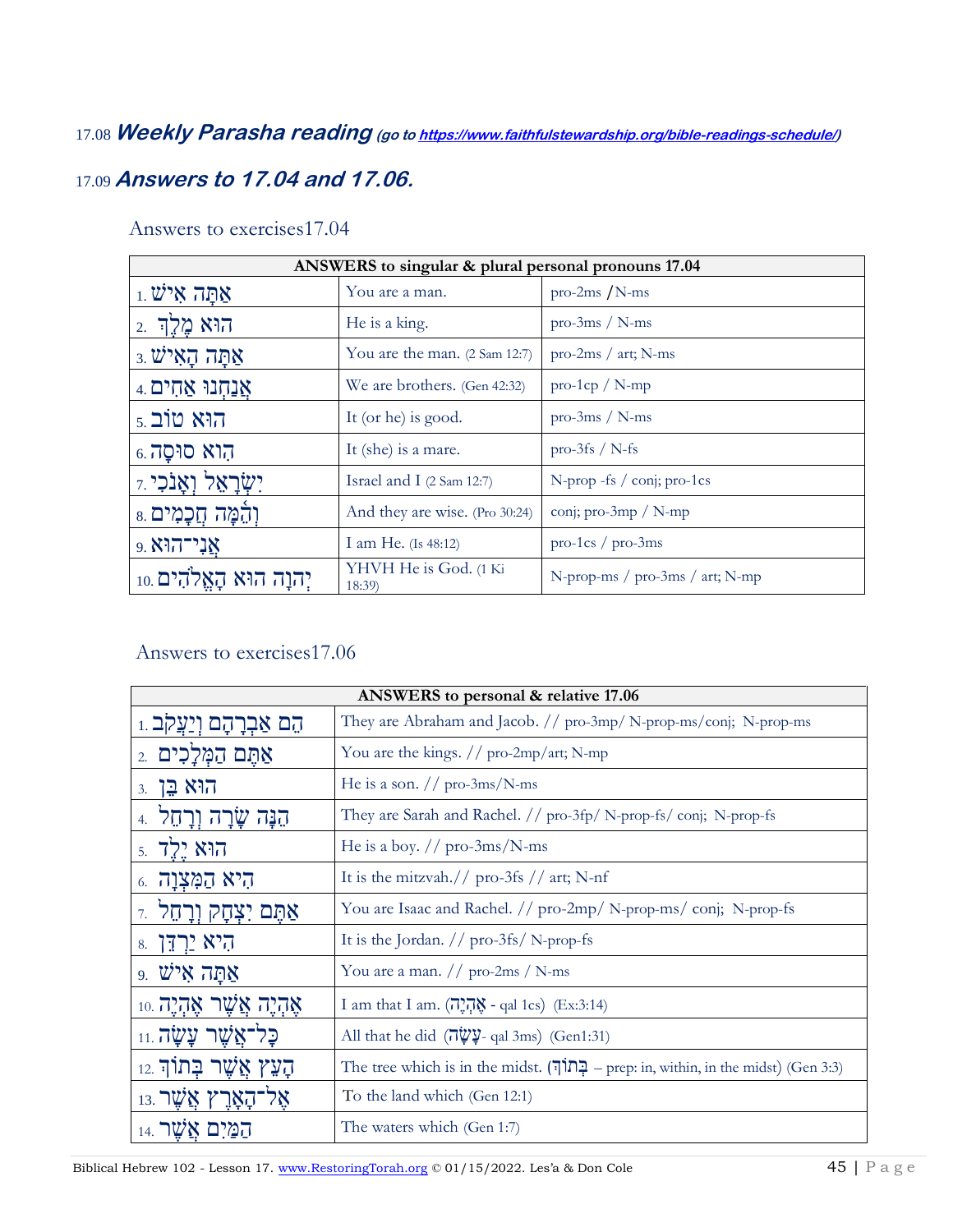17.08 ***Weekly Parasha reading*** ***(go to https://www.faithfulstewardship.org/bible-readings-schedule/)***

17.09 ***Answers to 17.04 and 17.06.***

Answers to exercises17.04

| ANSWERS to singular & plural personal pronouns 17.04 | | |
|---|---|---|
| 1. אַתָּה אִישׁ | You are a man. | pro-2ms /N-ms |
| 2. הוּא מֶלֶךְ | He is a king. | pro-3ms / N-ms |
| 3. אַתָּה הָאִישׁ | You are the man. (2 Sam 12:7) | pro-2ms / art; N-ms |
| 4. אֲנַחְנוּ אַחִים | We are brothers. (Gen 42:32) | pro-1cp / N-mp |
| 5. הוּא טוֹב | It (or he) is good. | pro-3ms / N-ms |
| 6. הִוא סוּסָה | It (she) is a mare. | pro-3fs / N-fs |
| 7. יִשְׂרָאֵל וְאָנֹכִי | Israel and I (2 Sam 12:7) | N-prop -fs / conj; pro-1cs |
| 8. וְהֵמָּה חֲכָמִים | And they are wise. (Pro 30:24) | conj; pro-3mp / N-mp |
| 9. אֲנִי־הוּא | I am He. (Is 48:12) | pro-1cs / pro-3ms |
| 10. יְהוָה הוּא הָאֱלֹהִים | YHVH He is God. (1 Ki 18:39) | N-prop-ms / pro-3ms / art; N-mp |

Answers to exercises17.06

| ANSWERS to personal & relative 17.06 | |
|---|---|
| 1. הֵם אַבְרָהָם וְיַעֲקֹב | They are Abraham and Jacob. // pro-3mp/ N-prop-ms/conj; N-prop-ms |
| 2. אַתֶּם הַמְּלָכִים | You are the kings. // pro-2mp/art; N-mp |
| 3. הוּא בֵּן | He is a son. // pro-3ms/N-ms |
| 4. הֵנָּה שָׂרָה וְרָחֵל | They are Sarah and Rachel. // pro-3fp/ N-prop-fs/ conj; N-prop-fs |
| 5. הוּא יֶלֶד | He is a boy. // pro-3ms/N-ms |
| 6. הִיא הַמִּצְוָה | It is the mitzvah.// pro-3fs // art; N-nf |
| 7. אַתֶּם יִצְחָק וְרָחֵל | You are Isaac and Rachel. // pro-2mp/ N-prop-ms/ conj; N-prop-fs |
| 8. הִיא יַרְדֵּן | It is the Jordan. // pro-3fs/ N-prop-fs |
| 9. אַתָּה אִישׁ | You are a man. // pro-2ms / N-ms |
| 10. אֶהְיֶה אֲשֶׁר אֶהְיֶה | I am that I am. (אֶהְיֶה - qal 1cs) (Ex:3:14) |
| 11. כָּל־אֲשֶׁר עָשָׂה | All that he did (עָשָׂה- qal 3ms) (Gen1:31) |
| 12. הָעֵץ אֲשֶׁר בְּתוֹךְ | The tree which is in the midst. (בְּתוֹךְ – prep: in, within, in the midst) (Gen 3:3) |
| 13. אֶל־הָאָרֶץ אֲשֶׁר | To the land which (Gen 12:1) |
| 14. הַמַּיִם אֲשֶׁר | The waters which (Gen 1:7) |

Biblical Hebrew 102 - Lesson 17. www.RestoringTorah.org © 01/15/2022. Les'a & Don Cole